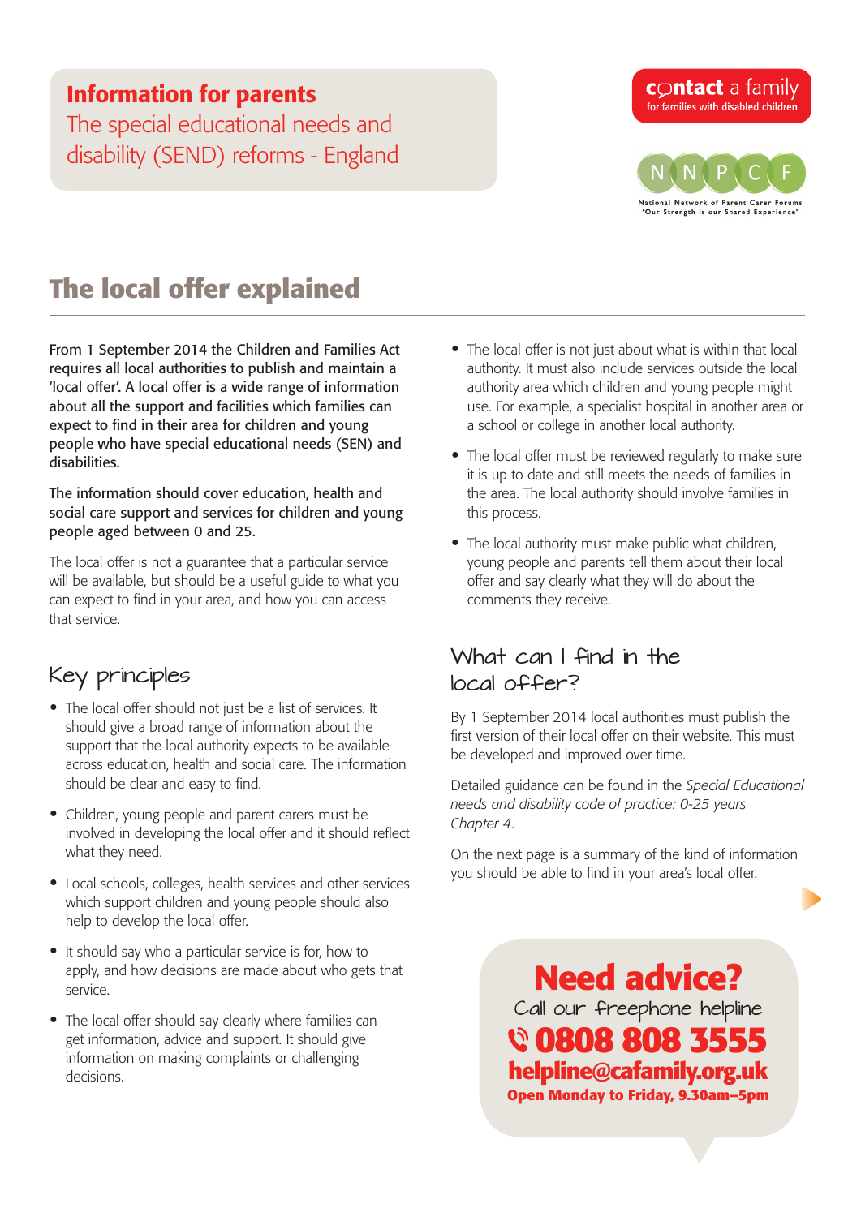**Information for parents**
The special educational needs and disability (SEND) reforms - England

contact a family
for families with disabled children

NNPCF
National Network of Parent Carer Forums
'Our Strength is our Shared Experience'

# The local offer explained

**From 1 September 2014 the Children and Families Act requires all local authorities to publish and maintain a 'local offer'. A local offer is a wide range of information about all the support and facilities which families can expect to find in their area for children and young people who have special educational needs (SEN) and disabilities.**

**The information should cover education, health and social care support and services for children and young people aged between 0 and 25.**

The local offer is not a guarantee that a particular service will be available, but should be a useful guide to what you can expect to find in your area, and how you can access that service.

## Key principles

- The local offer should not just be a list of services. It should give a broad range of information about the support that the local authority expects to be available across education, health and social care. The information should be clear and easy to find.
- Children, young people and parent carers must be involved in developing the local offer and it should reflect what they need.
- Local schools, colleges, health services and other services which support children and young people should also help to develop the local offer.
- It should say who a particular service is for, how to apply, and how decisions are made about who gets that service.
- The local offer should say clearly where families can get information, advice and support. It should give information on making complaints or challenging decisions.
- The local offer is not just about what is within that local authority. It must also include services outside the local authority area which children and young people might use. For example, a specialist hospital in another area or a school or college in another local authority.
- The local offer must be reviewed regularly to make sure it is up to date and still meets the needs of families in the area. The local authority should involve families in this process.
- The local authority must make public what children, young people and parents tell them about their local offer and say clearly what they will do about the comments they receive.

## What can I find in the local offer?

By 1 September 2014 local authorities must publish the first version of their local offer on their website. This must be developed and improved over time.

Detailed guidance can be found in the *Special Educational needs and disability code of practice: 0-25 years Chapter 4*.

On the next page is a summary of the kind of information you should be able to find in your area's local offer.

**Need advice?**
Call our freephone helpline
**0808 808 3555**
**helpline@cafamily.org.uk**
**Open Monday to Friday, 9.30am–5pm**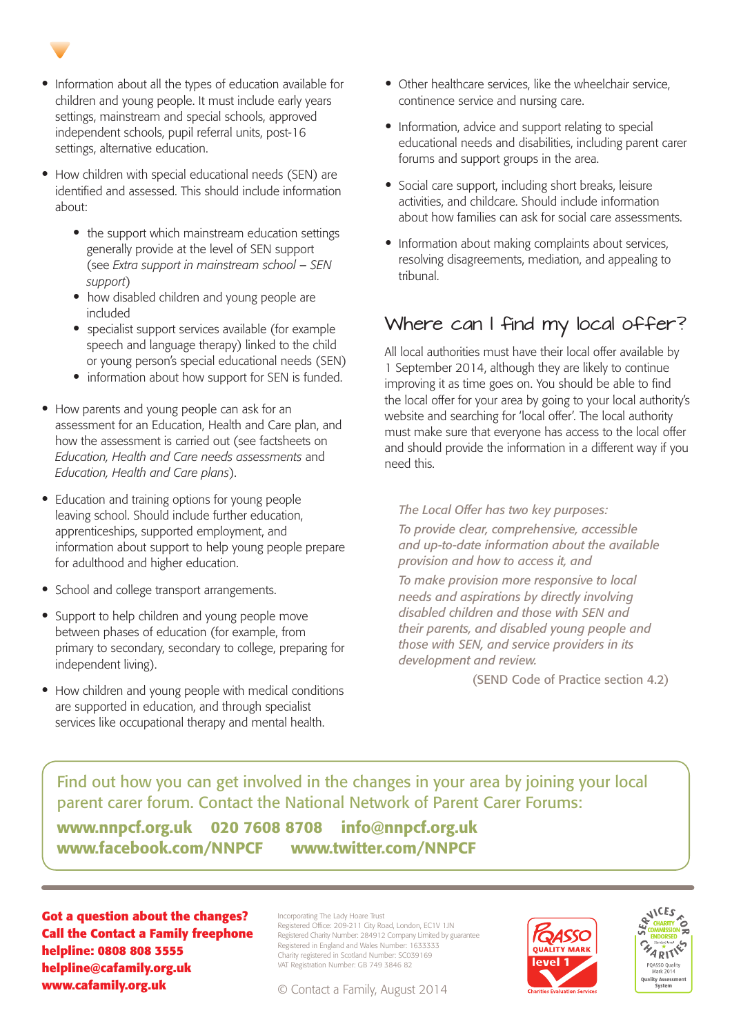- Information about all the types of education available for children and young people. It must include early years settings, mainstream and special schools, approved independent schools, pupil referral units, post-16 settings, alternative education.
- How children with special educational needs (SEN) are identified and assessed. This should include information about:
  - the support which mainstream education settings generally provide at the level of SEN support (see *Extra support in mainstream school – SEN support*)
  - how disabled children and young people are included
  - specialist support services available (for example speech and language therapy) linked to the child or young person's special educational needs (SEN)
  - information about how support for SEN is funded.
- How parents and young people can ask for an assessment for an Education, Health and Care plan, and how the assessment is carried out (see factsheets on *Education, Health and Care needs assessments* and *Education, Health and Care plans*).
- Education and training options for young people leaving school. Should include further education, apprenticeships, supported employment, and information about support to help young people prepare for adulthood and higher education.
- School and college transport arrangements.
- Support to help children and young people move between phases of education (for example, from primary to secondary, secondary to college, preparing for independent living).
- How children and young people with medical conditions are supported in education, and through specialist services like occupational therapy and mental health.
- Other healthcare services, like the wheelchair service, continence service and nursing care.
- Information, advice and support relating to special educational needs and disabilities, including parent carer forums and support groups in the area.
- Social care support, including short breaks, leisure activities, and childcare. Should include information about how families can ask for social care assessments.
- Information about making complaints about services, resolving disagreements, mediation, and appealing to tribunal.

## Where can I find my local offer?

All local authorities must have their local offer available by 1 September 2014, although they are likely to continue improving it as time goes on. You should be able to find the local offer for your area by going to your local authority's website and searching for 'local offer'. The local authority must make sure that everyone has access to the local offer and should provide the information in a different way if you need this.

> *The Local Offer has two key purposes:*
>
> *To provide clear, comprehensive, accessible and up-to-date information about the available provision and how to access it, and*
>
> *To make provision more responsive to local needs and aspirations by directly involving disabled children and those with SEN and their parents, and disabled young people and those with SEN, and service providers in its development and review.*
>
> (SEND Code of Practice section 4.2)

Find out how you can get involved in the changes in your area by joining your local parent carer forum. Contact the National Network of Parent Carer Forums:

**www.nnpcf.org.uk 020 7608 8708 info@nnpcf.org.uk**
**www.facebook.com/NNPCF www.twitter.com/NNPCF**

**Got a question about the changes?**
**Call the Contact a Family freephone helpline: 0808 808 3555**
**helpline@cafamily.org.uk**
**www.cafamily.org.uk**

Incorporating The Lady Hoare Trust
Registered Office: 209-211 City Road, London, EC1V 1JN
Registered Charity Number: 284912 Company Limited by guarantee
Registered in England and Wales Number: 1633333
Charity registered in Scotland Number: SC039169
VAT Registration Number: GB 749 3846 82

© Contact a Family, August 2014